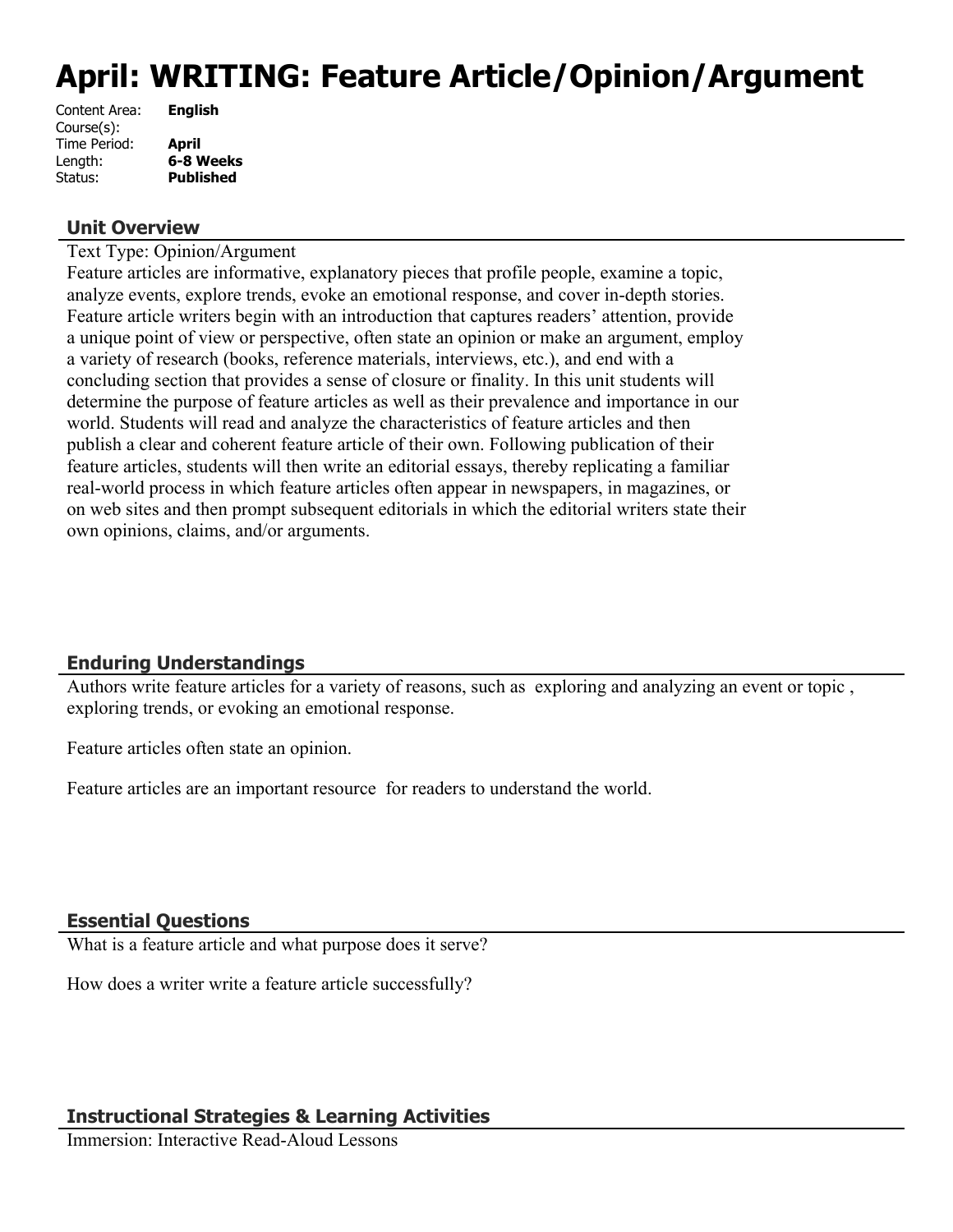# April: WRITING: Feature Article/Opinion/Argument

Content Area: **English**
Course(s):
Time Period: **April**
Length: **6-8 Weeks**
Status: **Published**

## Unit Overview

Text Type: Opinion/Argument

Feature articles are informative, explanatory pieces that profile people, examine a topic, analyze events, explore trends, evoke an emotional response, and cover in-depth stories. Feature article writers begin with an introduction that captures readers' attention, provide a unique point of view or perspective, often state an opinion or make an argument, employ a variety of research (books, reference materials, interviews, etc.), and end with a concluding section that provides a sense of closure or finality. In this unit students will determine the purpose of feature articles as well as their prevalence and importance in our world. Students will read and analyze the characteristics of feature articles and then publish a clear and coherent feature article of their own. Following publication of their feature articles, students will then write an editorial essays, thereby replicating a familiar real-world process in which feature articles often appear in newspapers, in magazines, or on web sites and then prompt subsequent editorials in which the editorial writers state their own opinions, claims, and/or arguments.

## Enduring Understandings

Authors write feature articles for a variety of reasons, such as exploring and analyzing an event or topic , exploring trends, or evoking an emotional response.

Feature articles often state an opinion.

Feature articles are an important resource for readers to understand the world.

## Essential Questions

What is a feature article and what purpose does it serve?

How does a writer write a feature article successfully?

## Instructional Strategies & Learning Activities

Immersion: Interactive Read-Aloud Lessons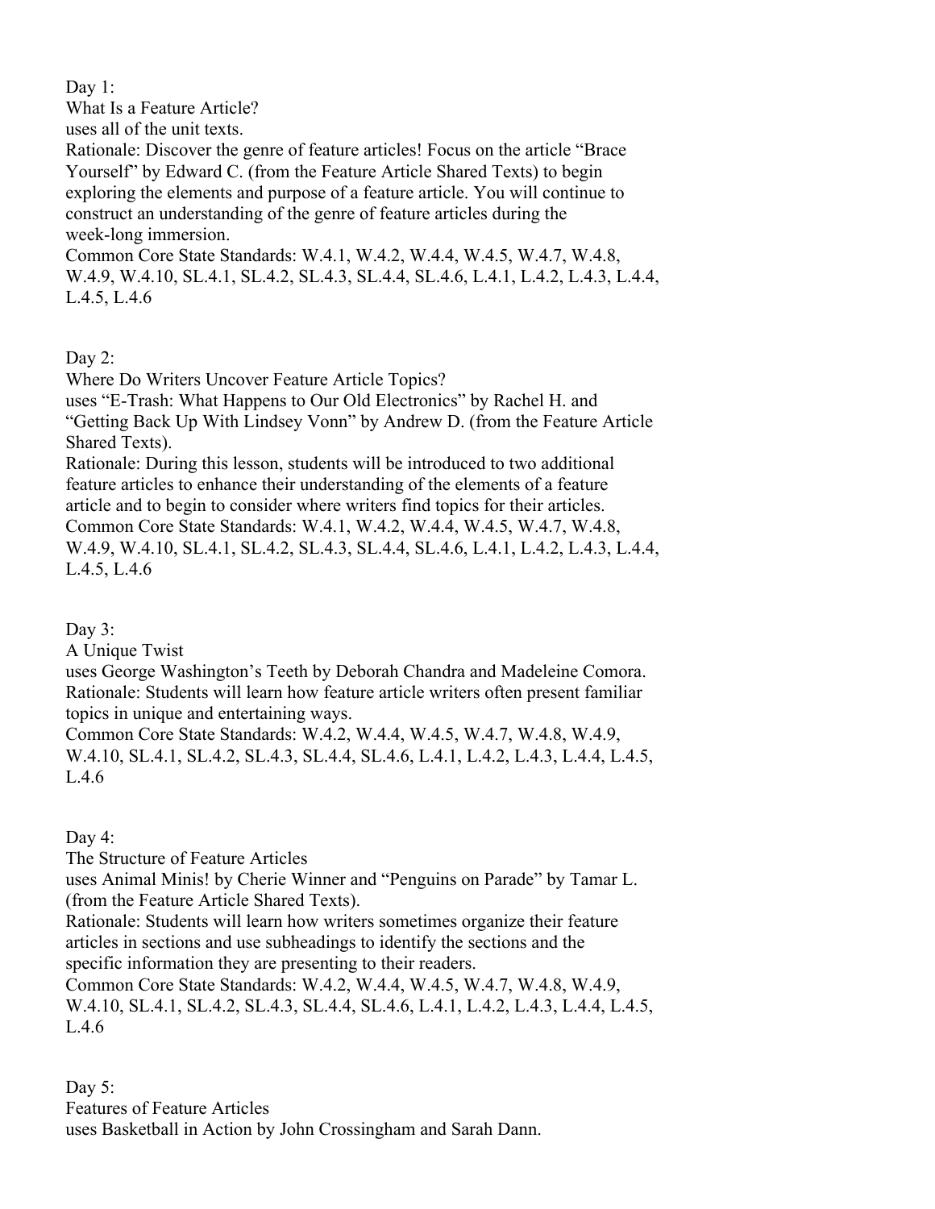Day 1:
What Is a Feature Article?
uses all of the unit texts.
Rationale: Discover the genre of feature articles! Focus on the article “Brace Yourself” by Edward C. (from the Feature Article Shared Texts) to begin exploring the elements and purpose of a feature article. You will continue to construct an understanding of the genre of feature articles during the week-long immersion.
Common Core State Standards: W.4.1, W.4.2, W.4.4, W.4.5, W.4.7, W.4.8, W.4.9, W.4.10, SL.4.1, SL.4.2, SL.4.3, SL.4.4, SL.4.6, L.4.1, L.4.2, L.4.3, L.4.4, L.4.5, L.4.6

Day 2:
Where Do Writers Uncover Feature Article Topics?
uses “E-Trash: What Happens to Our Old Electronics” by Rachel H. and “Getting Back Up With Lindsey Vonn” by Andrew D. (from the Feature Article Shared Texts).
Rationale: During this lesson, students will be introduced to two additional feature articles to enhance their understanding of the elements of a feature article and to begin to consider where writers find topics for their articles.
Common Core State Standards: W.4.1, W.4.2, W.4.4, W.4.5, W.4.7, W.4.8, W.4.9, W.4.10, SL.4.1, SL.4.2, SL.4.3, SL.4.4, SL.4.6, L.4.1, L.4.2, L.4.3, L.4.4, L.4.5, L.4.6

Day 3:
A Unique Twist
uses George Washington’s Teeth by Deborah Chandra and Madeleine Comora.
Rationale: Students will learn how feature article writers often present familiar topics in unique and entertaining ways.
Common Core State Standards: W.4.2, W.4.4, W.4.5, W.4.7, W.4.8, W.4.9, W.4.10, SL.4.1, SL.4.2, SL.4.3, SL.4.4, SL.4.6, L.4.1, L.4.2, L.4.3, L.4.4, L.4.5, L.4.6

Day 4:
The Structure of Feature Articles
uses Animal Minis! by Cherie Winner and “Penguins on Parade” by Tamar L. (from the Feature Article Shared Texts).
Rationale: Students will learn how writers sometimes organize their feature articles in sections and use subheadings to identify the sections and the specific information they are presenting to their readers.
Common Core State Standards: W.4.2, W.4.4, W.4.5, W.4.7, W.4.8, W.4.9, W.4.10, SL.4.1, SL.4.2, SL.4.3, SL.4.4, SL.4.6, L.4.1, L.4.2, L.4.3, L.4.4, L.4.5, L.4.6

Day 5:
Features of Feature Articles
uses Basketball in Action by John Crossingham and Sarah Dann.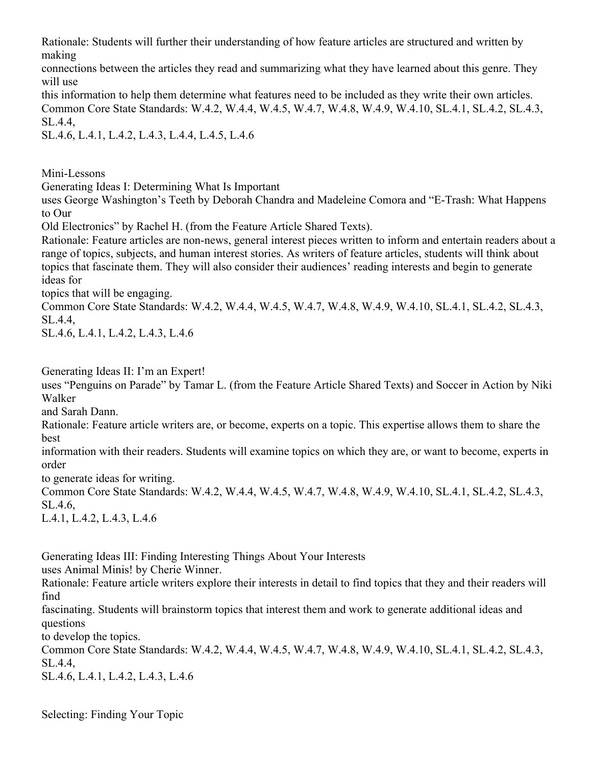Rationale: Students will further their understanding of how feature articles are structured and written by making connections between the articles they read and summarizing what they have learned about this genre. They will use this information to help them determine what features need to be included as they write their own articles.

Common Core State Standards: W.4.2, W.4.4, W.4.5, W.4.7, W.4.8, W.4.9, W.4.10, SL.4.1, SL.4.2, SL.4.3, SL.4.4, SL.4.6, L.4.1, L.4.2, L.4.3, L.4.4, L.4.5, L.4.6

## Mini-Lessons

### Generating Ideas I: Determining What Is Important

uses George Washington's Teeth by Deborah Chandra and Madeleine Comora and "E-Trash: What Happens to Our Old Electronics" by Rachel H. (from the Feature Article Shared Texts).

Rationale: Feature articles are non-news, general interest pieces written to inform and entertain readers about a range of topics, subjects, and human interest stories. As writers of feature articles, students will think about topics that fascinate them. They will also consider their audiences' reading interests and begin to generate ideas for topics that will be engaging.

Common Core State Standards: W.4.2, W.4.4, W.4.5, W.4.7, W.4.8, W.4.9, W.4.10, SL.4.1, SL.4.2, SL.4.3, SL.4.4, SL.4.6, L.4.1, L.4.2, L.4.3, L.4.6

### Generating Ideas II: I'm an Expert!

uses "Penguins on Parade" by Tamar L. (from the Feature Article Shared Texts) and Soccer in Action by Niki Walker and Sarah Dann.

Rationale: Feature article writers are, or become, experts on a topic. This expertise allows them to share the best information with their readers. Students will examine topics on which they are, or want to become, experts in order to generate ideas for writing.

Common Core State Standards: W.4.2, W.4.4, W.4.5, W.4.7, W.4.8, W.4.9, W.4.10, SL.4.1, SL.4.2, SL.4.3, SL.4.6, L.4.1, L.4.2, L.4.3, L.4.6

### Generating Ideas III: Finding Interesting Things About Your Interests

uses Animal Minis! by Cherie Winner.

Rationale: Feature article writers explore their interests in detail to find topics that they and their readers will find fascinating. Students will brainstorm topics that interest them and work to generate additional ideas and questions to develop the topics.

Common Core State Standards: W.4.2, W.4.4, W.4.5, W.4.7, W.4.8, W.4.9, W.4.10, SL.4.1, SL.4.2, SL.4.3, SL.4.4, SL.4.6, L.4.1, L.4.2, L.4.3, L.4.6

### Selecting: Finding Your Topic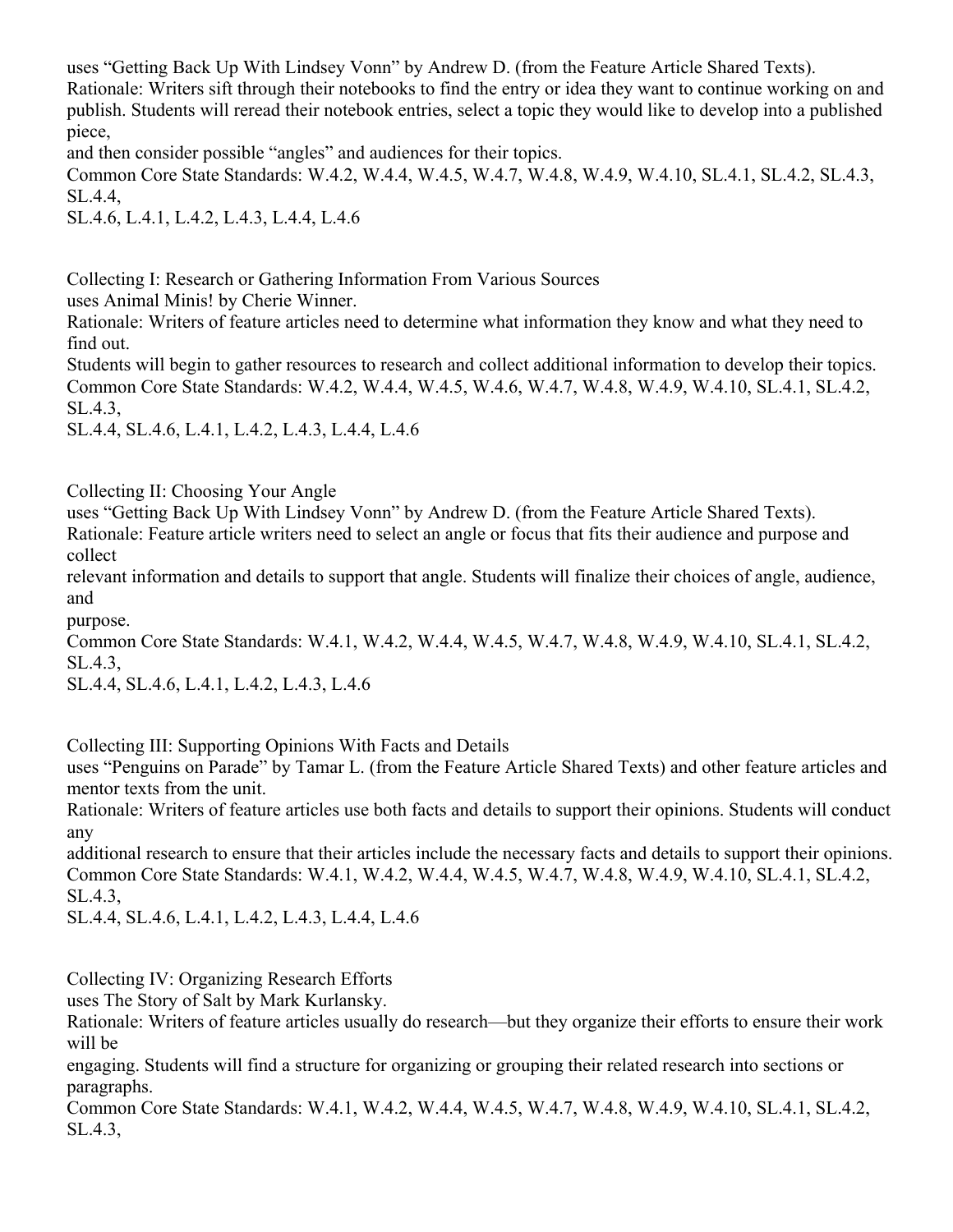uses "Getting Back Up With Lindsey Vonn" by Andrew D. (from the Feature Article Shared Texts).
Rationale: Writers sift through their notebooks to find the entry or idea they want to continue working on and publish. Students will reread their notebook entries, select a topic they would like to develop into a published piece,
and then consider possible "angles" and audiences for their topics.
Common Core State Standards: W.4.2, W.4.4, W.4.5, W.4.7, W.4.8, W.4.9, W.4.10, SL.4.1, SL.4.2, SL.4.3, SL.4.4,
SL.4.6, L.4.1, L.4.2, L.4.3, L.4.4, L.4.6

Collecting I: Research or Gathering Information From Various Sources
uses Animal Minis! by Cherie Winner.
Rationale: Writers of feature articles need to determine what information they know and what they need to find out.
Students will begin to gather resources to research and collect additional information to develop their topics.
Common Core State Standards: W.4.2, W.4.4, W.4.5, W.4.6, W.4.7, W.4.8, W.4.9, W.4.10, SL.4.1, SL.4.2, SL.4.3,
SL.4.4, SL.4.6, L.4.1, L.4.2, L.4.3, L.4.4, L.4.6

Collecting II: Choosing Your Angle
uses "Getting Back Up With Lindsey Vonn" by Andrew D. (from the Feature Article Shared Texts).
Rationale: Feature article writers need to select an angle or focus that fits their audience and purpose and collect
relevant information and details to support that angle. Students will finalize their choices of angle, audience, and
purpose.
Common Core State Standards: W.4.1, W.4.2, W.4.4, W.4.5, W.4.7, W.4.8, W.4.9, W.4.10, SL.4.1, SL.4.2, SL.4.3,
SL.4.4, SL.4.6, L.4.1, L.4.2, L.4.3, L.4.6

Collecting III: Supporting Opinions With Facts and Details
uses "Penguins on Parade" by Tamar L. (from the Feature Article Shared Texts) and other feature articles and mentor texts from the unit.
Rationale: Writers of feature articles use both facts and details to support their opinions. Students will conduct any
additional research to ensure that their articles include the necessary facts and details to support their opinions.
Common Core State Standards: W.4.1, W.4.2, W.4.4, W.4.5, W.4.7, W.4.8, W.4.9, W.4.10, SL.4.1, SL.4.2, SL.4.3,
SL.4.4, SL.4.6, L.4.1, L.4.2, L.4.3, L.4.4, L.4.6

Collecting IV: Organizing Research Efforts
uses The Story of Salt by Mark Kurlansky.
Rationale: Writers of feature articles usually do research—but they organize their efforts to ensure their work will be
engaging. Students will find a structure for organizing or grouping their related research into sections or paragraphs.
Common Core State Standards: W.4.1, W.4.2, W.4.4, W.4.5, W.4.7, W.4.8, W.4.9, W.4.10, SL.4.1, SL.4.2, SL.4.3,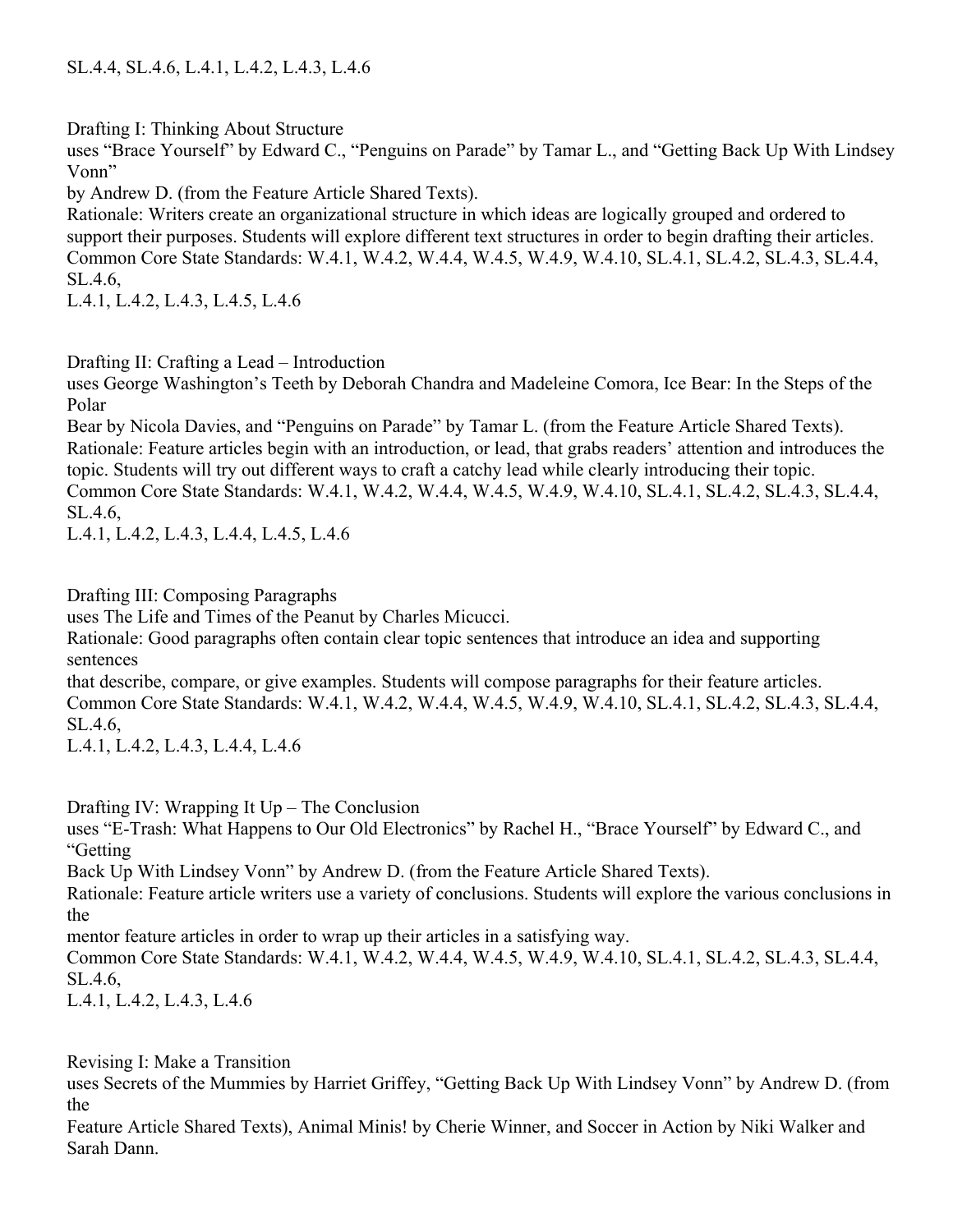SL.4.4, SL.4.6, L.4.1, L.4.2, L.4.3, L.4.6

Drafting I: Thinking About Structure
uses “Brace Yourself” by Edward C., “Penguins on Parade” by Tamar L., and “Getting Back Up With Lindsey Vonn” by Andrew D. (from the Feature Article Shared Texts).
Rationale: Writers create an organizational structure in which ideas are logically grouped and ordered to support their purposes. Students will explore different text structures in order to begin drafting their articles.
Common Core State Standards: W.4.1, W.4.2, W.4.4, W.4.5, W.4.9, W.4.10, SL.4.1, SL.4.2, SL.4.3, SL.4.4, SL.4.6,
L.4.1, L.4.2, L.4.3, L.4.5, L.4.6

Drafting II: Crafting a Lead – Introduction
uses George Washington’s Teeth by Deborah Chandra and Madeleine Comora, Ice Bear: In the Steps of the Polar Bear by Nicola Davies, and “Penguins on Parade” by Tamar L. (from the Feature Article Shared Texts).
Rationale: Feature articles begin with an introduction, or lead, that grabs readers’ attention and introduces the topic. Students will try out different ways to craft a catchy lead while clearly introducing their topic.
Common Core State Standards: W.4.1, W.4.2, W.4.4, W.4.5, W.4.9, W.4.10, SL.4.1, SL.4.2, SL.4.3, SL.4.4, SL.4.6,
L.4.1, L.4.2, L.4.3, L.4.4, L.4.5, L.4.6

Drafting III: Composing Paragraphs
uses The Life and Times of the Peanut by Charles Micucci.
Rationale: Good paragraphs often contain clear topic sentences that introduce an idea and supporting sentences that describe, compare, or give examples. Students will compose paragraphs for their feature articles.
Common Core State Standards: W.4.1, W.4.2, W.4.4, W.4.5, W.4.9, W.4.10, SL.4.1, SL.4.2, SL.4.3, SL.4.4, SL.4.6,
L.4.1, L.4.2, L.4.3, L.4.4, L.4.6

Drafting IV: Wrapping It Up – The Conclusion
uses “E-Trash: What Happens to Our Old Electronics” by Rachel H., “Brace Yourself” by Edward C., and “Getting Back Up With Lindsey Vonn” by Andrew D. (from the Feature Article Shared Texts).
Rationale: Feature article writers use a variety of conclusions. Students will explore the various conclusions in the mentor feature articles in order to wrap up their articles in a satisfying way.
Common Core State Standards: W.4.1, W.4.2, W.4.4, W.4.5, W.4.9, W.4.10, SL.4.1, SL.4.2, SL.4.3, SL.4.4, SL.4.6,
L.4.1, L.4.2, L.4.3, L.4.6

Revising I: Make a Transition
uses Secrets of the Mummies by Harriet Griffey, “Getting Back Up With Lindsey Vonn” by Andrew D. (from the Feature Article Shared Texts), Animal Minis! by Cherie Winner, and Soccer in Action by Niki Walker and Sarah Dann.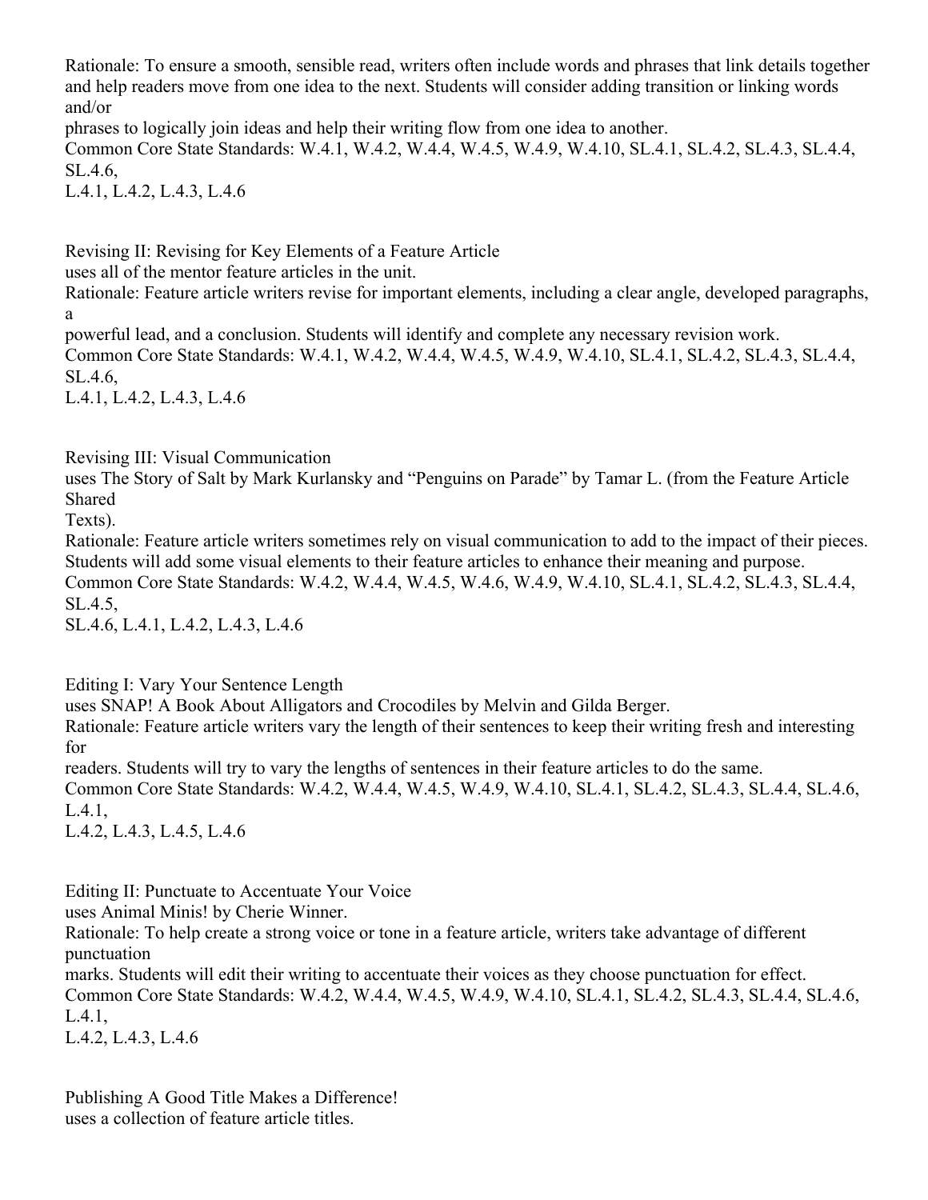Rationale: To ensure a smooth, sensible read, writers often include words and phrases that link details together and help readers move from one idea to the next. Students will consider adding transition or linking words and/or phrases to logically join ideas and help their writing flow from one idea to another.
Common Core State Standards: W.4.1, W.4.2, W.4.4, W.4.5, W.4.9, W.4.10, SL.4.1, SL.4.2, SL.4.3, SL.4.4, SL.4.6, L.4.1, L.4.2, L.4.3, L.4.6

Revising II: Revising for Key Elements of a Feature Article
uses all of the mentor feature articles in the unit.
Rationale: Feature article writers revise for important elements, including a clear angle, developed paragraphs, a powerful lead, and a conclusion. Students will identify and complete any necessary revision work.
Common Core State Standards: W.4.1, W.4.2, W.4.4, W.4.5, W.4.9, W.4.10, SL.4.1, SL.4.2, SL.4.3, SL.4.4, SL.4.6, L.4.1, L.4.2, L.4.3, L.4.6

Revising III: Visual Communication
uses The Story of Salt by Mark Kurlansky and "Penguins on Parade" by Tamar L. (from the Feature Article Shared Texts).
Rationale: Feature article writers sometimes rely on visual communication to add to the impact of their pieces. Students will add some visual elements to their feature articles to enhance their meaning and purpose.
Common Core State Standards: W.4.2, W.4.4, W.4.5, W.4.6, W.4.9, W.4.10, SL.4.1, SL.4.2, SL.4.3, SL.4.4, SL.4.5, SL.4.6, L.4.1, L.4.2, L.4.3, L.4.6

Editing I: Vary Your Sentence Length
uses SNAP! A Book About Alligators and Crocodiles by Melvin and Gilda Berger.
Rationale: Feature article writers vary the length of their sentences to keep their writing fresh and interesting for readers. Students will try to vary the lengths of sentences in their feature articles to do the same.
Common Core State Standards: W.4.2, W.4.4, W.4.5, W.4.9, W.4.10, SL.4.1, SL.4.2, SL.4.3, SL.4.4, SL.4.6, L.4.1, L.4.2, L.4.3, L.4.5, L.4.6

Editing II: Punctuate to Accentuate Your Voice
uses Animal Minis! by Cherie Winner.
Rationale: To help create a strong voice or tone in a feature article, writers take advantage of different punctuation marks. Students will edit their writing to accentuate their voices as they choose punctuation for effect.
Common Core State Standards: W.4.2, W.4.4, W.4.5, W.4.9, W.4.10, SL.4.1, SL.4.2, SL.4.3, SL.4.4, SL.4.6, L.4.1, L.4.2, L.4.3, L.4.6

Publishing A Good Title Makes a Difference!
uses a collection of feature article titles.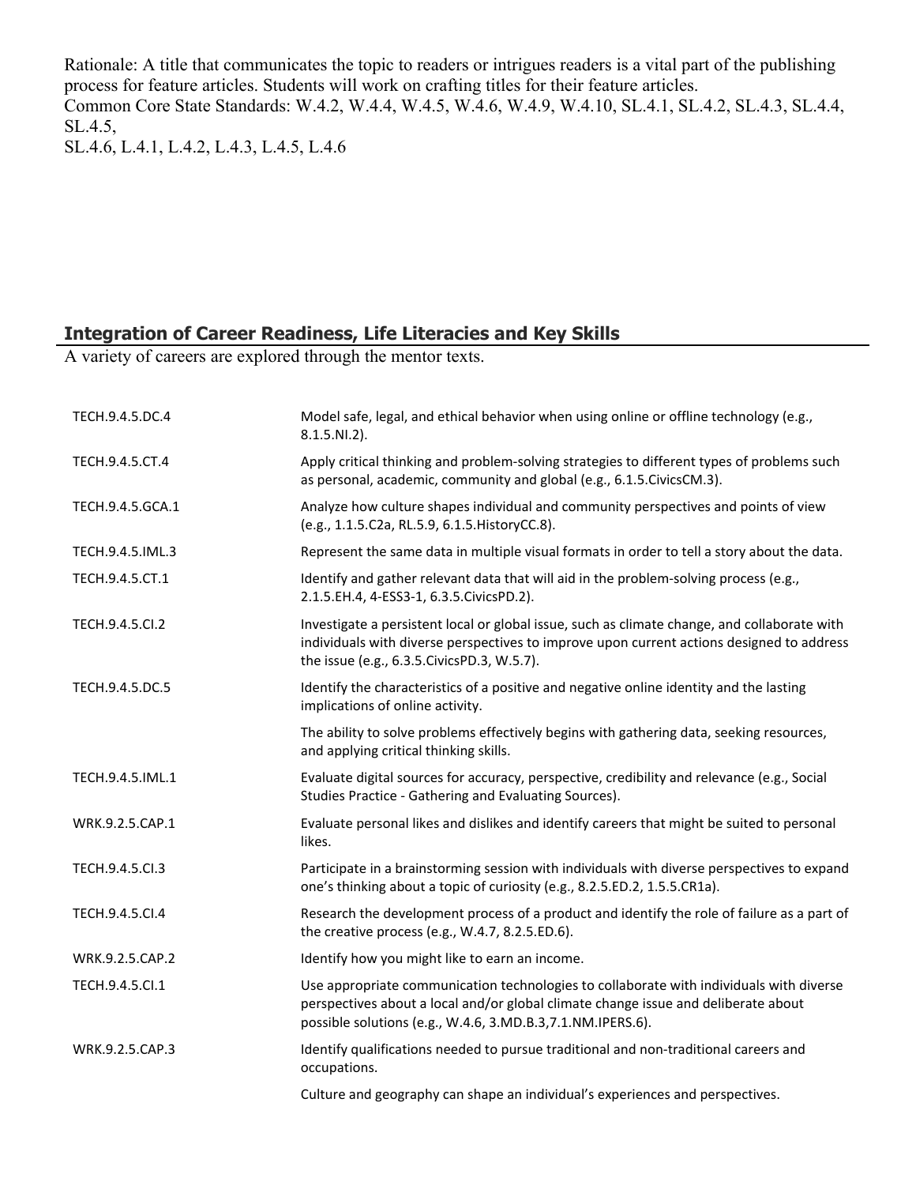Rationale: A title that communicates the topic to readers or intrigues readers is a vital part of the publishing process for feature articles. Students will work on crafting titles for their feature articles.
Common Core State Standards: W.4.2, W.4.4, W.4.5, W.4.6, W.4.9, W.4.10, SL.4.1, SL.4.2, SL.4.3, SL.4.4, SL.4.5,
SL.4.6, L.4.1, L.4.2, L.4.3, L.4.5, L.4.6

## Integration of Career Readiness, Life Literacies and Key Skills

A variety of careers are explored through the mentor texts.

| | |
|---|---|
| TECH.9.4.5.DC.4 | Model safe, legal, and ethical behavior when using online or offline technology (e.g., 8.1.5.NI.2). |
| TECH.9.4.5.CT.4 | Apply critical thinking and problem-solving strategies to different types of problems such as personal, academic, community and global (e.g., 6.1.5.CivicsCM.3). |
| TECH.9.4.5.GCA.1 | Analyze how culture shapes individual and community perspectives and points of view (e.g., 1.1.5.C2a, RL.5.9, 6.1.5.HistoryCC.8). |
| TECH.9.4.5.IML.3 | Represent the same data in multiple visual formats in order to tell a story about the data. |
| TECH.9.4.5.CT.1 | Identify and gather relevant data that will aid in the problem-solving process (e.g., 2.1.5.EH.4, 4-ESS3-1, 6.3.5.CivicsPD.2). |
| TECH.9.4.5.CI.2 | Investigate a persistent local or global issue, such as climate change, and collaborate with individuals with diverse perspectives to improve upon current actions designed to address the issue (e.g., 6.3.5.CivicsPD.3, W.5.7). |
| TECH.9.4.5.DC.5 | Identify the characteristics of a positive and negative online identity and the lasting implications of online activity. |
| | The ability to solve problems effectively begins with gathering data, seeking resources, and applying critical thinking skills. |
| TECH.9.4.5.IML.1 | Evaluate digital sources for accuracy, perspective, credibility and relevance (e.g., Social Studies Practice - Gathering and Evaluating Sources). |
| WRK.9.2.5.CAP.1 | Evaluate personal likes and dislikes and identify careers that might be suited to personal likes. |
| TECH.9.4.5.CI.3 | Participate in a brainstorming session with individuals with diverse perspectives to expand one's thinking about a topic of curiosity (e.g., 8.2.5.ED.2, 1.5.5.CR1a). |
| TECH.9.4.5.CI.4 | Research the development process of a product and identify the role of failure as a part of the creative process (e.g., W.4.7, 8.2.5.ED.6). |
| WRK.9.2.5.CAP.2 | Identify how you might like to earn an income. |
| TECH.9.4.5.CI.1 | Use appropriate communication technologies to collaborate with individuals with diverse perspectives about a local and/or global climate change issue and deliberate about possible solutions (e.g., W.4.6, 3.MD.B.3,7.1.NM.IPERS.6). |
| WRK.9.2.5.CAP.3 | Identify qualifications needed to pursue traditional and non-traditional careers and occupations. |
| | Culture and geography can shape an individual's experiences and perspectives. |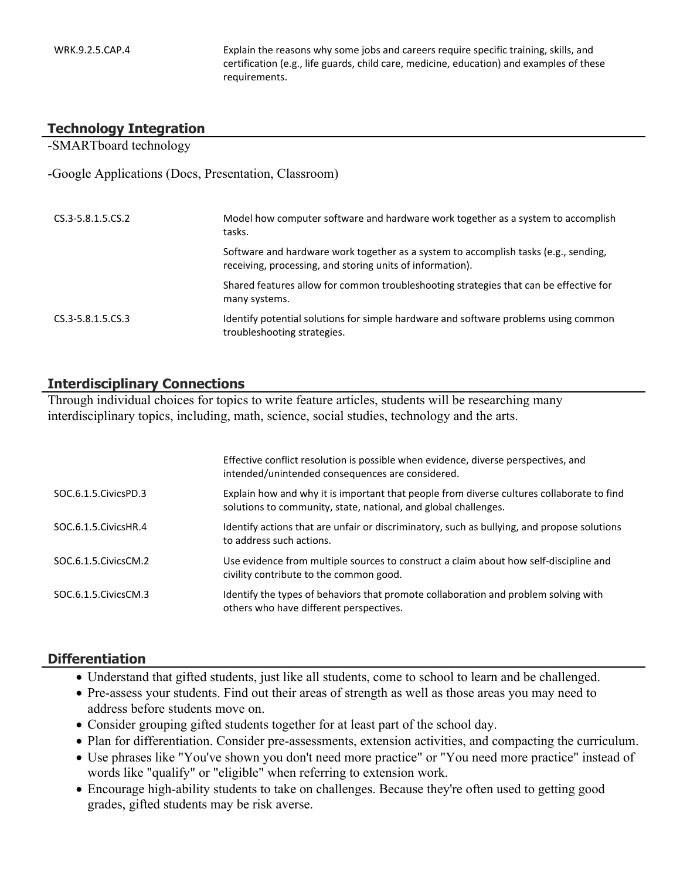| | |
|---|---|
| WRK.9.2.5.CAP.4 | Explain the reasons why some jobs and careers require specific training, skills, and certification (e.g., life guards, child care, medicine, education) and examples of these requirements. |

## Technology Integration

-SMARTboard technology

-Google Applications (Docs, Presentation, Classroom)

| | |
|---|---|
| CS.3-5.8.1.5.CS.2 | Model how computer software and hardware work together as a system to accomplish tasks. |
| | Software and hardware work together as a system to accomplish tasks (e.g., sending, receiving, processing, and storing units of information). |
| | Shared features allow for common troubleshooting strategies that can be effective for many systems. |
| CS.3-5.8.1.5.CS.3 | Identify potential solutions for simple hardware and software problems using common troubleshooting strategies. |

## Interdisciplinary Connections

Through individual choices for topics to write feature articles, students will be researching many interdisciplinary topics, including, math, science, social studies, technology and the arts.

| | |
|---|---|
| | Effective conflict resolution is possible when evidence, diverse perspectives, and intended/unintended consequences are considered. |
| SOC.6.1.5.CivicsPD.3 | Explain how and why it is important that people from diverse cultures collaborate to find solutions to community, state, national, and global challenges. |
| SOC.6.1.5.CivicsHR.4 | Identify actions that are unfair or discriminatory, such as bullying, and propose solutions to address such actions. |
| SOC.6.1.5.CivicsCM.2 | Use evidence from multiple sources to construct a claim about how self-discipline and civility contribute to the common good. |
| SOC.6.1.5.CivicsCM.3 | Identify the types of behaviors that promote collaboration and problem solving with others who have different perspectives. |

## Differentiation

- Understand that gifted students, just like all students, come to school to learn and be challenged.
- Pre-assess your students. Find out their areas of strength as well as those areas you may need to address before students move on.
- Consider grouping gifted students together for at least part of the school day.
- Plan for differentiation. Consider pre-assessments, extension activities, and compacting the curriculum.
- Use phrases like "You've shown you don't need more practice" or "You need more practice" instead of words like "qualify" or "eligible" when referring to extension work.
- Encourage high-ability students to take on challenges. Because they're often used to getting good grades, gifted students may be risk averse.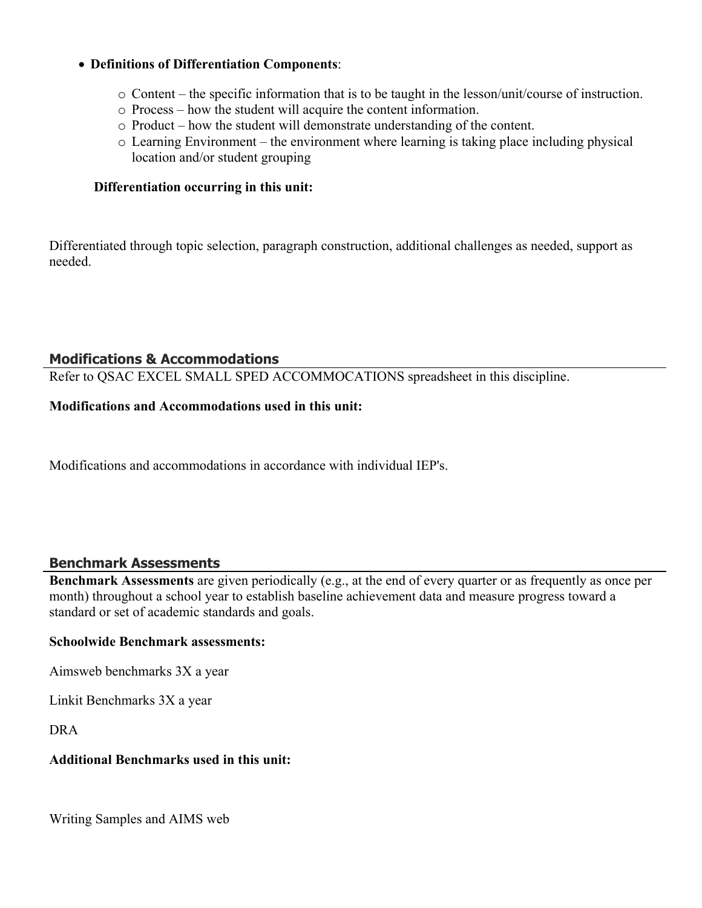- **Definitions of Differentiation Components**:
    - Content – the specific information that is to be taught in the lesson/unit/course of instruction.
    - Process – how the student will acquire the content information.
    - Product – how the student will demonstrate understanding of the content.
    - Learning Environment – the environment where learning is taking place including physical location and/or student grouping

**Differentiation occurring in this unit:**

Differentiated through topic selection, paragraph construction, additional challenges as needed, support as needed.

## Modifications & Accommodations

Refer to QSAC EXCEL SMALL SPED ACCOMMOCATIONS spreadsheet in this discipline.

**Modifications and Accommodations used in this unit:**

Modifications and accommodations in accordance with individual IEP's.

## Benchmark Assessments

**Benchmark Assessments** are given periodically (e.g., at the end of every quarter or as frequently as once per month) throughout a school year to establish baseline achievement data and measure progress toward a standard or set of academic standards and goals.

**Schoolwide Benchmark assessments:**

Aimsweb benchmarks 3X a year

Linkit Benchmarks 3X a year

DRA

**Additional Benchmarks used in this unit:**

Writing Samples and AIMS web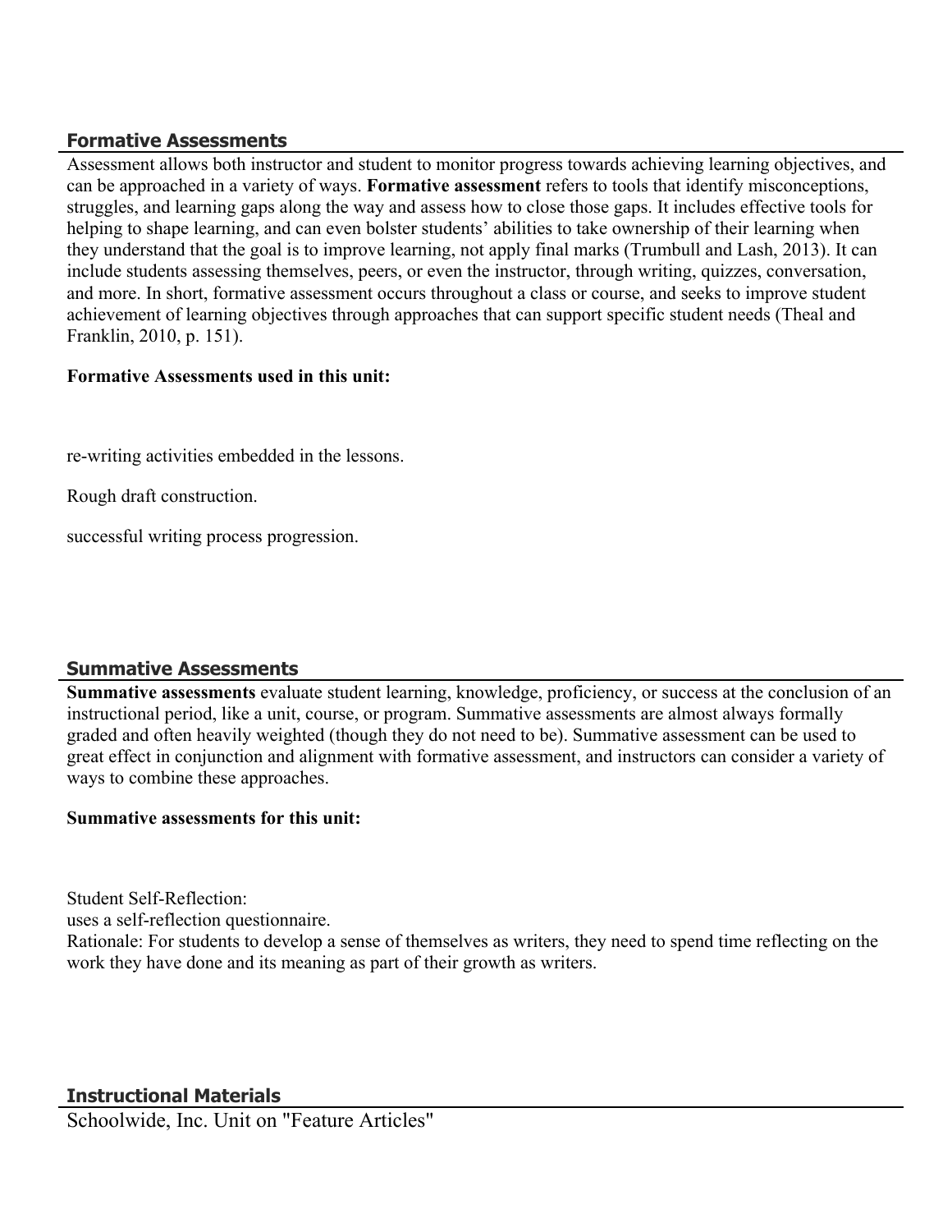## Formative Assessments

Assessment allows both instructor and student to monitor progress towards achieving learning objectives, and can be approached in a variety of ways. **Formative assessment** refers to tools that identify misconceptions, struggles, and learning gaps along the way and assess how to close those gaps. It includes effective tools for helping to shape learning, and can even bolster students' abilities to take ownership of their learning when they understand that the goal is to improve learning, not apply final marks (Trumbull and Lash, 2013). It can include students assessing themselves, peers, or even the instructor, through writing, quizzes, conversation, and more. In short, formative assessment occurs throughout a class or course, and seeks to improve student achievement of learning objectives through approaches that can support specific student needs (Theal and Franklin, 2010, p. 151).

**Formative Assessments used in this unit:**

re-writing activities embedded in the lessons.

Rough draft construction.

successful writing process progression.

## Summative Assessments

**Summative assessments** evaluate student learning, knowledge, proficiency, or success at the conclusion of an instructional period, like a unit, course, or program. Summative assessments are almost always formally graded and often heavily weighted (though they do not need to be). Summative assessment can be used to great effect in conjunction and alignment with formative assessment, and instructors can consider a variety of ways to combine these approaches.

**Summative assessments for this unit:**

Student Self-Reflection:
uses a self-reflection questionnaire.
Rationale: For students to develop a sense of themselves as writers, they need to spend time reflecting on the work they have done and its meaning as part of their growth as writers.

## Instructional Materials

Schoolwide, Inc. Unit on "Feature Articles"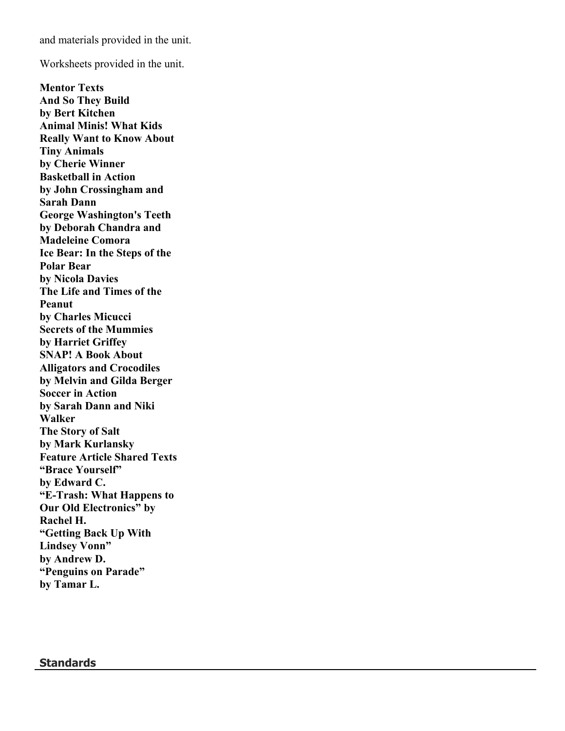and materials provided in the unit.

Worksheets provided in the unit.

**Mentor Texts**
**And So They Build**
**by Bert Kitchen**
**Animal Minis! What Kids Really Want to Know About Tiny Animals**
**by Cherie Winner**
**Basketball in Action**
**by John Crossingham and Sarah Dann**
**George Washington's Teeth**
**by Deborah Chandra and Madeleine Comora**
**Ice Bear: In the Steps of the Polar Bear**
**by Nicola Davies**
**The Life and Times of the Peanut**
**by Charles Micucci**
**Secrets of the Mummies**
**by Harriet Griffey**
**SNAP! A Book About Alligators and Crocodiles**
**by Melvin and Gilda Berger**
**Soccer in Action**
**by Sarah Dann and Niki Walker**
**The Story of Salt**
**by Mark Kurlansky**
**Feature Article Shared Texts**
**"Brace Yourself"**
**by Edward C.**
**"E-Trash: What Happens to Our Old Electronics" by Rachel H.**
**"Getting Back Up With Lindsey Vonn"**
**by Andrew D.**
**"Penguins on Parade"**
**by Tamar L.**

## Standards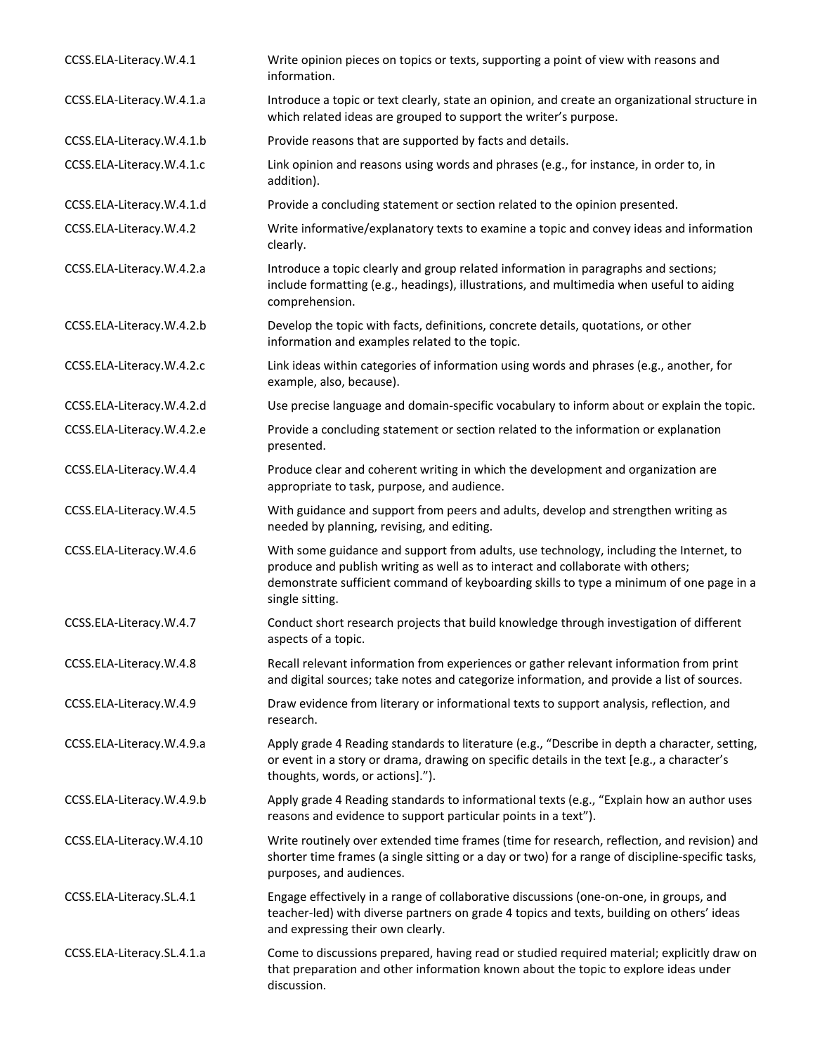| | |
|---|---|
| CCSS.ELA-Literacy.W.4.1 | Write opinion pieces on topics or texts, supporting a point of view with reasons and information. |
| CCSS.ELA-Literacy.W.4.1.a | Introduce a topic or text clearly, state an opinion, and create an organizational structure in which related ideas are grouped to support the writer's purpose. |
| CCSS.ELA-Literacy.W.4.1.b | Provide reasons that are supported by facts and details. |
| CCSS.ELA-Literacy.W.4.1.c | Link opinion and reasons using words and phrases (e.g., for instance, in order to, in addition). |
| CCSS.ELA-Literacy.W.4.1.d | Provide a concluding statement or section related to the opinion presented. |
| CCSS.ELA-Literacy.W.4.2 | Write informative/explanatory texts to examine a topic and convey ideas and information clearly. |
| CCSS.ELA-Literacy.W.4.2.a | Introduce a topic clearly and group related information in paragraphs and sections; include formatting (e.g., headings), illustrations, and multimedia when useful to aiding comprehension. |
| CCSS.ELA-Literacy.W.4.2.b | Develop the topic with facts, definitions, concrete details, quotations, or other information and examples related to the topic. |
| CCSS.ELA-Literacy.W.4.2.c | Link ideas within categories of information using words and phrases (e.g., another, for example, also, because). |
| CCSS.ELA-Literacy.W.4.2.d | Use precise language and domain-specific vocabulary to inform about or explain the topic. |
| CCSS.ELA-Literacy.W.4.2.e | Provide a concluding statement or section related to the information or explanation presented. |
| CCSS.ELA-Literacy.W.4.4 | Produce clear and coherent writing in which the development and organization are appropriate to task, purpose, and audience. |
| CCSS.ELA-Literacy.W.4.5 | With guidance and support from peers and adults, develop and strengthen writing as needed by planning, revising, and editing. |
| CCSS.ELA-Literacy.W.4.6 | With some guidance and support from adults, use technology, including the Internet, to produce and publish writing as well as to interact and collaborate with others; demonstrate sufficient command of keyboarding skills to type a minimum of one page in a single sitting. |
| CCSS.ELA-Literacy.W.4.7 | Conduct short research projects that build knowledge through investigation of different aspects of a topic. |
| CCSS.ELA-Literacy.W.4.8 | Recall relevant information from experiences or gather relevant information from print and digital sources; take notes and categorize information, and provide a list of sources. |
| CCSS.ELA-Literacy.W.4.9 | Draw evidence from literary or informational texts to support analysis, reflection, and research. |
| CCSS.ELA-Literacy.W.4.9.a | Apply grade 4 Reading standards to literature (e.g., "Describe in depth a character, setting, or event in a story or drama, drawing on specific details in the text [e.g., a character's thoughts, words, or actions]."). |
| CCSS.ELA-Literacy.W.4.9.b | Apply grade 4 Reading standards to informational texts (e.g., "Explain how an author uses reasons and evidence to support particular points in a text"). |
| CCSS.ELA-Literacy.W.4.10 | Write routinely over extended time frames (time for research, reflection, and revision) and shorter time frames (a single sitting or a day or two) for a range of discipline-specific tasks, purposes, and audiences. |
| CCSS.ELA-Literacy.SL.4.1 | Engage effectively in a range of collaborative discussions (one-on-one, in groups, and teacher-led) with diverse partners on grade 4 topics and texts, building on others' ideas and expressing their own clearly. |
| CCSS.ELA-Literacy.SL.4.1.a | Come to discussions prepared, having read or studied required material; explicitly draw on that preparation and other information known about the topic to explore ideas under discussion. |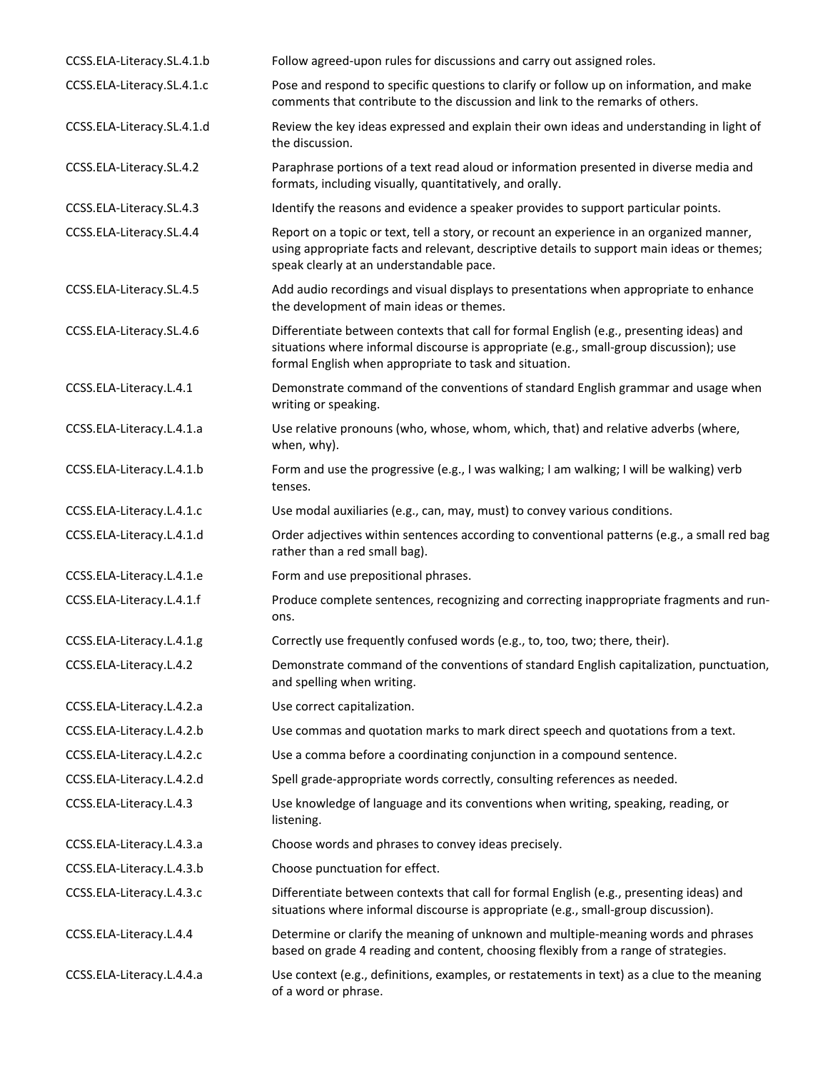| | |
|---|---|
| CCSS.ELA-Literacy.SL.4.1.b | Follow agreed-upon rules for discussions and carry out assigned roles. |
| CCSS.ELA-Literacy.SL.4.1.c | Pose and respond to specific questions to clarify or follow up on information, and make comments that contribute to the discussion and link to the remarks of others. |
| CCSS.ELA-Literacy.SL.4.1.d | Review the key ideas expressed and explain their own ideas and understanding in light of the discussion. |
| CCSS.ELA-Literacy.SL.4.2 | Paraphrase portions of a text read aloud or information presented in diverse media and formats, including visually, quantitatively, and orally. |
| CCSS.ELA-Literacy.SL.4.3 | Identify the reasons and evidence a speaker provides to support particular points. |
| CCSS.ELA-Literacy.SL.4.4 | Report on a topic or text, tell a story, or recount an experience in an organized manner, using appropriate facts and relevant, descriptive details to support main ideas or themes; speak clearly at an understandable pace. |
| CCSS.ELA-Literacy.SL.4.5 | Add audio recordings and visual displays to presentations when appropriate to enhance the development of main ideas or themes. |
| CCSS.ELA-Literacy.SL.4.6 | Differentiate between contexts that call for formal English (e.g., presenting ideas) and situations where informal discourse is appropriate (e.g., small-group discussion); use formal English when appropriate to task and situation. |
| CCSS.ELA-Literacy.L.4.1 | Demonstrate command of the conventions of standard English grammar and usage when writing or speaking. |
| CCSS.ELA-Literacy.L.4.1.a | Use relative pronouns (who, whose, whom, which, that) and relative adverbs (where, when, why). |
| CCSS.ELA-Literacy.L.4.1.b | Form and use the progressive (e.g., I was walking; I am walking; I will be walking) verb tenses. |
| CCSS.ELA-Literacy.L.4.1.c | Use modal auxiliaries (e.g., can, may, must) to convey various conditions. |
| CCSS.ELA-Literacy.L.4.1.d | Order adjectives within sentences according to conventional patterns (e.g., a small red bag rather than a red small bag). |
| CCSS.ELA-Literacy.L.4.1.e | Form and use prepositional phrases. |
| CCSS.ELA-Literacy.L.4.1.f | Produce complete sentences, recognizing and correcting inappropriate fragments and run-ons. |
| CCSS.ELA-Literacy.L.4.1.g | Correctly use frequently confused words (e.g., to, too, two; there, their). |
| CCSS.ELA-Literacy.L.4.2 | Demonstrate command of the conventions of standard English capitalization, punctuation, and spelling when writing. |
| CCSS.ELA-Literacy.L.4.2.a | Use correct capitalization. |
| CCSS.ELA-Literacy.L.4.2.b | Use commas and quotation marks to mark direct speech and quotations from a text. |
| CCSS.ELA-Literacy.L.4.2.c | Use a comma before a coordinating conjunction in a compound sentence. |
| CCSS.ELA-Literacy.L.4.2.d | Spell grade-appropriate words correctly, consulting references as needed. |
| CCSS.ELA-Literacy.L.4.3 | Use knowledge of language and its conventions when writing, speaking, reading, or listening. |
| CCSS.ELA-Literacy.L.4.3.a | Choose words and phrases to convey ideas precisely. |
| CCSS.ELA-Literacy.L.4.3.b | Choose punctuation for effect. |
| CCSS.ELA-Literacy.L.4.3.c | Differentiate between contexts that call for formal English (e.g., presenting ideas) and situations where informal discourse is appropriate (e.g., small-group discussion). |
| CCSS.ELA-Literacy.L.4.4 | Determine or clarify the meaning of unknown and multiple-meaning words and phrases based on grade 4 reading and content, choosing flexibly from a range of strategies. |
| CCSS.ELA-Literacy.L.4.4.a | Use context (e.g., definitions, examples, or restatements in text) as a clue to the meaning of a word or phrase. |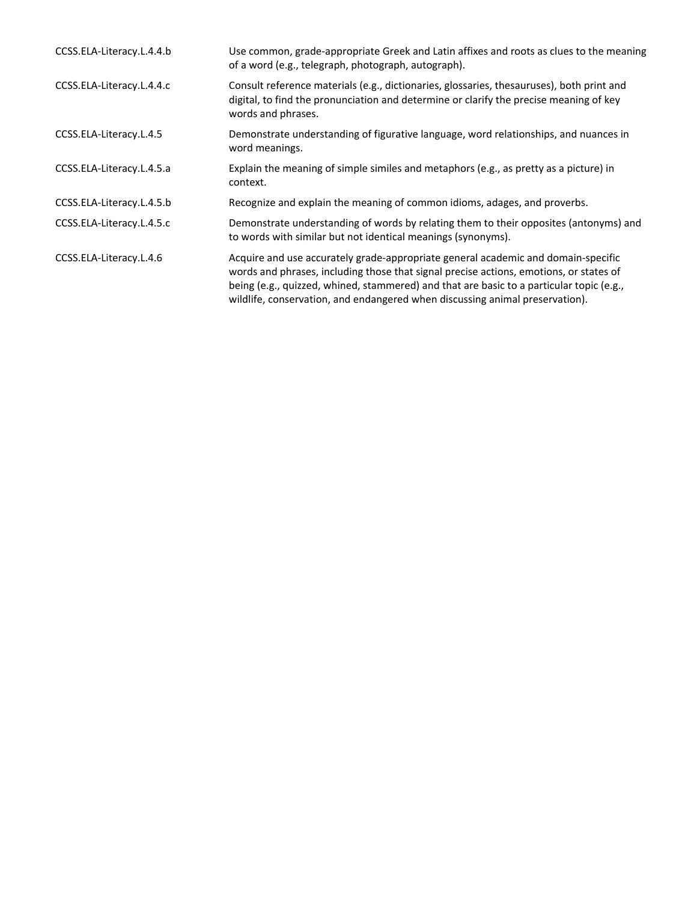| | |
|---|---|
| CCSS.ELA-Literacy.L.4.4.b | Use common, grade-appropriate Greek and Latin affixes and roots as clues to the meaning of a word (e.g., telegraph, photograph, autograph). |
| CCSS.ELA-Literacy.L.4.4.c | Consult reference materials (e.g., dictionaries, glossaries, thesauruses), both print and digital, to find the pronunciation and determine or clarify the precise meaning of key words and phrases. |
| CCSS.ELA-Literacy.L.4.5 | Demonstrate understanding of figurative language, word relationships, and nuances in word meanings. |
| CCSS.ELA-Literacy.L.4.5.a | Explain the meaning of simple similes and metaphors (e.g., as pretty as a picture) in context. |
| CCSS.ELA-Literacy.L.4.5.b | Recognize and explain the meaning of common idioms, adages, and proverbs. |
| CCSS.ELA-Literacy.L.4.5.c | Demonstrate understanding of words by relating them to their opposites (antonyms) and to words with similar but not identical meanings (synonyms). |
| CCSS.ELA-Literacy.L.4.6 | Acquire and use accurately grade-appropriate general academic and domain-specific words and phrases, including those that signal precise actions, emotions, or states of being (e.g., quizzed, whined, stammered) and that are basic to a particular topic (e.g., wildlife, conservation, and endangered when discussing animal preservation). |